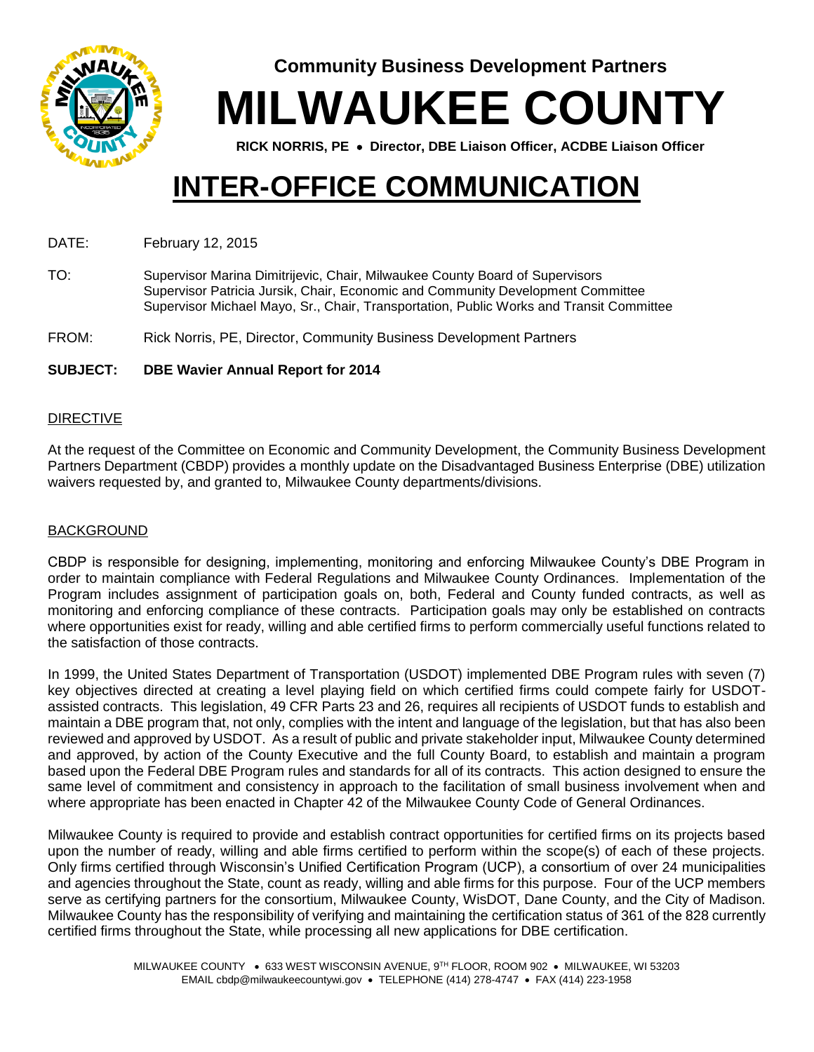**Community Business Development Partners**

# MILWAUKEE COUNTY

**RICK NORRIS, PE • Director, DBE Liaison Officer, ACDBE Liaison Officer**

# INTER-OFFICE COMMUNICATION

DATE: February 12, 2015

TO: Supervisor Marina Dimitrijevic, Chair, Milwaukee County Board of Supervisors
Supervisor Patricia Jursik, Chair, Economic and Community Development Committee
Supervisor Michael Mayo, Sr., Chair, Transportation, Public Works and Transit Committee

FROM: Rick Norris, PE, Director, Community Business Development Partners

**SUBJECT: DBE Wavier Annual Report for 2014**

## DIRECTIVE

At the request of the Committee on Economic and Community Development, the Community Business Development Partners Department (CBDP) provides a monthly update on the Disadvantaged Business Enterprise (DBE) utilization waivers requested by, and granted to, Milwaukee County departments/divisions.

## BACKGROUND

CBDP is responsible for designing, implementing, monitoring and enforcing Milwaukee County's DBE Program in order to maintain compliance with Federal Regulations and Milwaukee County Ordinances. Implementation of the Program includes assignment of participation goals on, both, Federal and County funded contracts, as well as monitoring and enforcing compliance of these contracts. Participation goals may only be established on contracts where opportunities exist for ready, willing and able certified firms to perform commercially useful functions related to the satisfaction of those contracts.

In 1999, the United States Department of Transportation (USDOT) implemented DBE Program rules with seven (7) key objectives directed at creating a level playing field on which certified firms could compete fairly for USDOT-assisted contracts. This legislation, 49 CFR Parts 23 and 26, requires all recipients of USDOT funds to establish and maintain a DBE program that, not only, complies with the intent and language of the legislation, but that has also been reviewed and approved by USDOT. As a result of public and private stakeholder input, Milwaukee County determined and approved, by action of the County Executive and the full County Board, to establish and maintain a program based upon the Federal DBE Program rules and standards for all of its contracts. This action designed to ensure the same level of commitment and consistency in approach to the facilitation of small business involvement when and where appropriate has been enacted in Chapter 42 of the Milwaukee County Code of General Ordinances.

Milwaukee County is required to provide and establish contract opportunities for certified firms on its projects based upon the number of ready, willing and able firms certified to perform within the scope(s) of each of these projects. Only firms certified through Wisconsin's Unified Certification Program (UCP), a consortium of over 24 municipalities and agencies throughout the State, count as ready, willing and able firms for this purpose. Four of the UCP members serve as certifying partners for the consortium, Milwaukee County, WisDOT, Dane County, and the City of Madison. Milwaukee County has the responsibility of verifying and maintaining the certification status of 361 of the 828 currently certified firms throughout the State, while processing all new applications for DBE certification.

MILWAUKEE COUNTY • 633 WEST WISCONSIN AVENUE, 9TH FLOOR, ROOM 902 • MILWAUKEE, WI 53203
EMAIL cbdp@milwaukeecountywi.gov • TELEPHONE (414) 278-4747 • FAX (414) 223-1958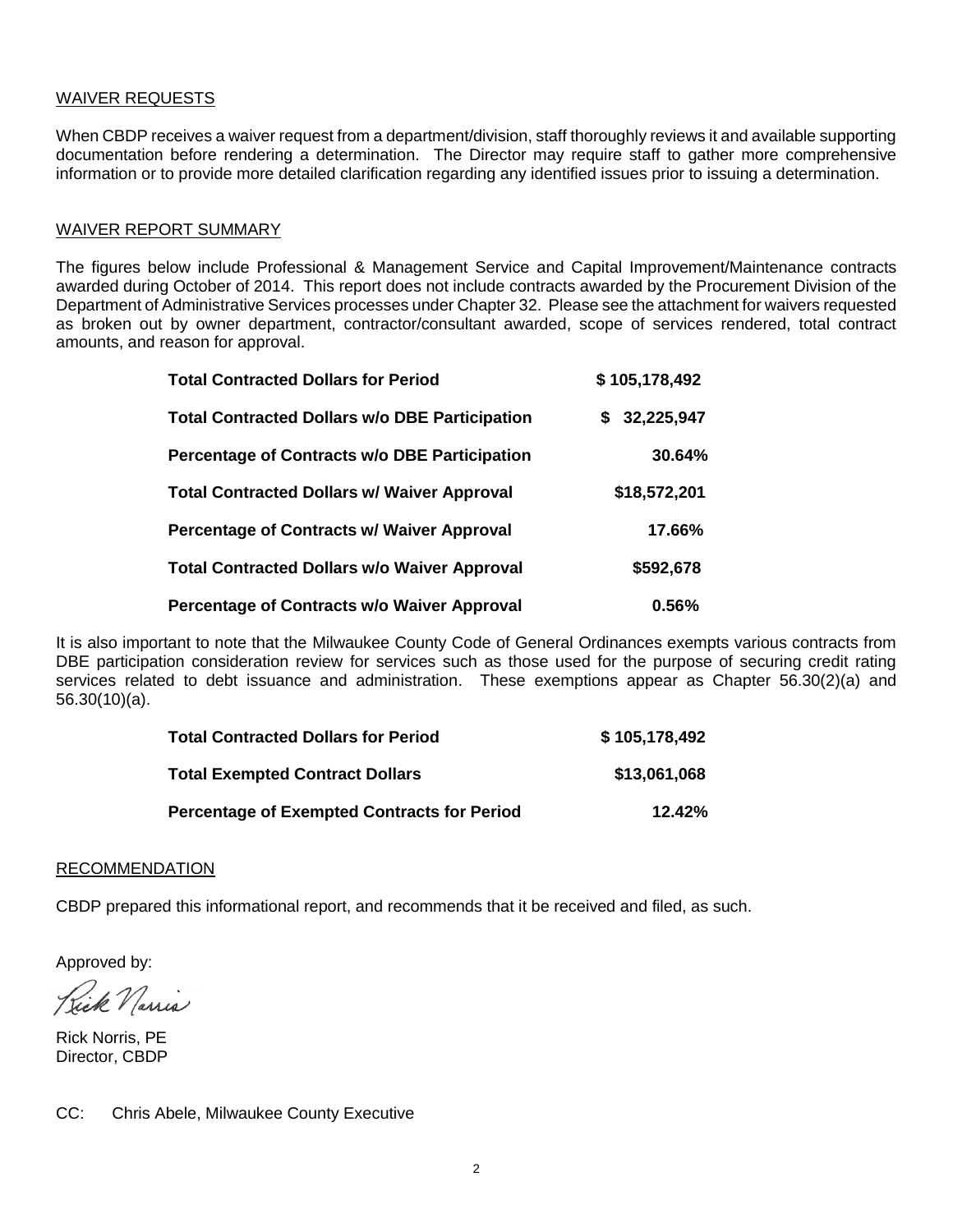## WAIVER REQUESTS

When CBDP receives a waiver request from a department/division, staff thoroughly reviews it and available supporting documentation before rendering a determination. The Director may require staff to gather more comprehensive information or to provide more detailed clarification regarding any identified issues prior to issuing a determination.

## WAIVER REPORT SUMMARY

The figures below include Professional & Management Service and Capital Improvement/Maintenance contracts awarded during October of 2014. This report does not include contracts awarded by the Procurement Division of the Department of Administrative Services processes under Chapter 32. Please see the attachment for waivers requested as broken out by owner department, contractor/consultant awarded, scope of services rendered, total contract amounts, and reason for approval.

| | |
|---|---|
| **Total Contracted Dollars for Period** | **$ 105,178,492** |
| **Total Contracted Dollars w/o DBE Participation** | **$ 32,225,947** |
| **Percentage of Contracts w/o DBE Participation** | **30.64%** |
| **Total Contracted Dollars w/ Waiver Approval** | **$18,572,201** |
| **Percentage of Contracts w/ Waiver Approval** | **17.66%** |
| **Total Contracted Dollars w/o Waiver Approval** | **$592,678** |
| **Percentage of Contracts w/o Waiver Approval** | **0.56%** |

It is also important to note that the Milwaukee County Code of General Ordinances exempts various contracts from DBE participation consideration review for services such as those used for the purpose of securing credit rating services related to debt issuance and administration. These exemptions appear as Chapter 56.30(2)(a) and 56.30(10)(a).

| | |
|---|---|
| **Total Contracted Dollars for Period** | **$ 105,178,492** |
| **Total Exempted Contract Dollars** | **$13,061,068** |
| **Percentage of Exempted Contracts for Period** | **12.42%** |

## RECOMMENDATION

CBDP prepared this informational report, and recommends that it be received and filed, as such.

Approved by:

Rick Norris

Rick Norris, PE
Director, CBDP

CC: Chris Abele, Milwaukee County Executive